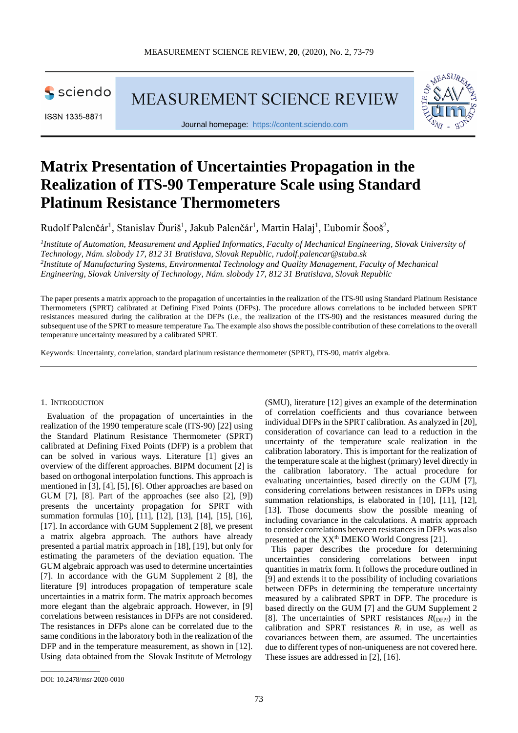# Matrix Presentation of Uncertainties Propagation in the Realization of ITS-90 Temperature Scale using Standard Platinum Resistance Thermometers

Rudolf Palenčár[1], Stanislav Ďuriš[1], Jakub Palenčár[1], Martin Halaj[1], Ľubomír Šooš[2],

[1]*Institute of Automation, Measurement and Applied Informatics, Faculty of Mechanical Engineering, Slovak University of Technology, Nám. slobody 17, 812 31 Bratislava, Slovak Republic, rudolf.palencar@stuba.sk*

[2]*Institute of Manufacturing Systems, Environmental Technology and Quality Management, Faculty of Mechanical Engineering, Slovak University of Technology, Nám. slobody 17, 812 31 Bratislava, Slovak Republic*

The paper presents a matrix approach to the propagation of uncertainties in the realization of the ITS-90 using Standard Platinum Resistance Thermometers (SPRT) calibrated at Defining Fixed Points (DFPs). The procedure allows correlations to be included between SPRT resistances measured during the calibration at the DFPs (i.e., the realization of the ITS-90) and the resistances measured during the subsequent use of the SPRT to measure temperature $T_{90}$. The example also shows the possible contribution of these correlations to the overall temperature uncertainty measured by a calibrated SPRT.

Keywords: Uncertainty, correlation, standard platinum resistance thermometer (SPRT), ITS-90, matrix algebra.

## 1. Introduction

Evaluation of the propagation of uncertainties in the realization of the 1990 temperature scale (ITS-90) [22] using the Standard Platinum Resistance Thermometer (SPRT) calibrated at Defining Fixed Points (DFP) is a problem that can be solved in various ways. Literature [1] gives an overview of the different approaches. BIPM document [2] is based on orthogonal interpolation functions. This approach is mentioned in [3], [4], [5], [6]. Other approaches are based on GUM [7], [8]. Part of the approaches (see also [2], [9]) presents the uncertainty propagation for SPRT with summation formulas [10], [11], [12], [13], [14], [15], [16], [17]. In accordance with GUM Supplement 2 [8], we present a matrix algebra approach. The authors have already presented a partial matrix approach in [18], [19], but only for estimating the parameters of the deviation equation. The GUM algebraic approach was used to determine uncertainties [7]. In accordance with the GUM Supplement 2 [8], the literature [9] introduces propagation of temperature scale uncertainties in a matrix form. The matrix approach becomes more elegant than the algebraic approach. However, in [9] correlations between resistances in DFPs are not considered. The resistances in DFPs alone can be correlated due to the same conditions in the laboratory both in the realization of the DFP and in the temperature measurement, as shown in [12]. Using data obtained from the Slovak Institute of Metrology (SMU), literature [12] gives an example of the determination of correlation coefficients and thus covariance between individual DFPs in the SPRT calibration. As analyzed in [20], consideration of covariance can lead to a reduction in the uncertainty of the temperature scale realization in the calibration laboratory. This is important for the realization of the temperature scale at the highest (primary) level directly in the calibration laboratory. The actual procedure for evaluating uncertainties, based directly on the GUM [7], considering correlations between resistances in DFPs using summation relationships, is elaborated in [10], [11], [12], [13]. Those documents show the possible meaning of including covariance in the calculations. A matrix approach to consider correlations between resistances in DFPs was also presented at the XX[th] IMEKO World Congress [21].

This paper describes the procedure for determining uncertainties considering correlations between input quantities in matrix form. It follows the procedure outlined in [9] and extends it to the possibility of including covariations between DFPs in determining the temperature uncertainty measured by a calibrated SPRT in DFP. The procedure is based directly on the GUM [7] and the GUM Supplement 2 [8]. The uncertainties of SPRT resistances $R(_{\mathrm{DFP}i})$ in the calibration and SPRT resistances $R_t$ in use, as well as covariances between them, are assumed. The uncertainties due to different types of non-uniqueness are not covered here. These issues are addressed in [2], [16].

DOI: 10.2478/msr-2020-0010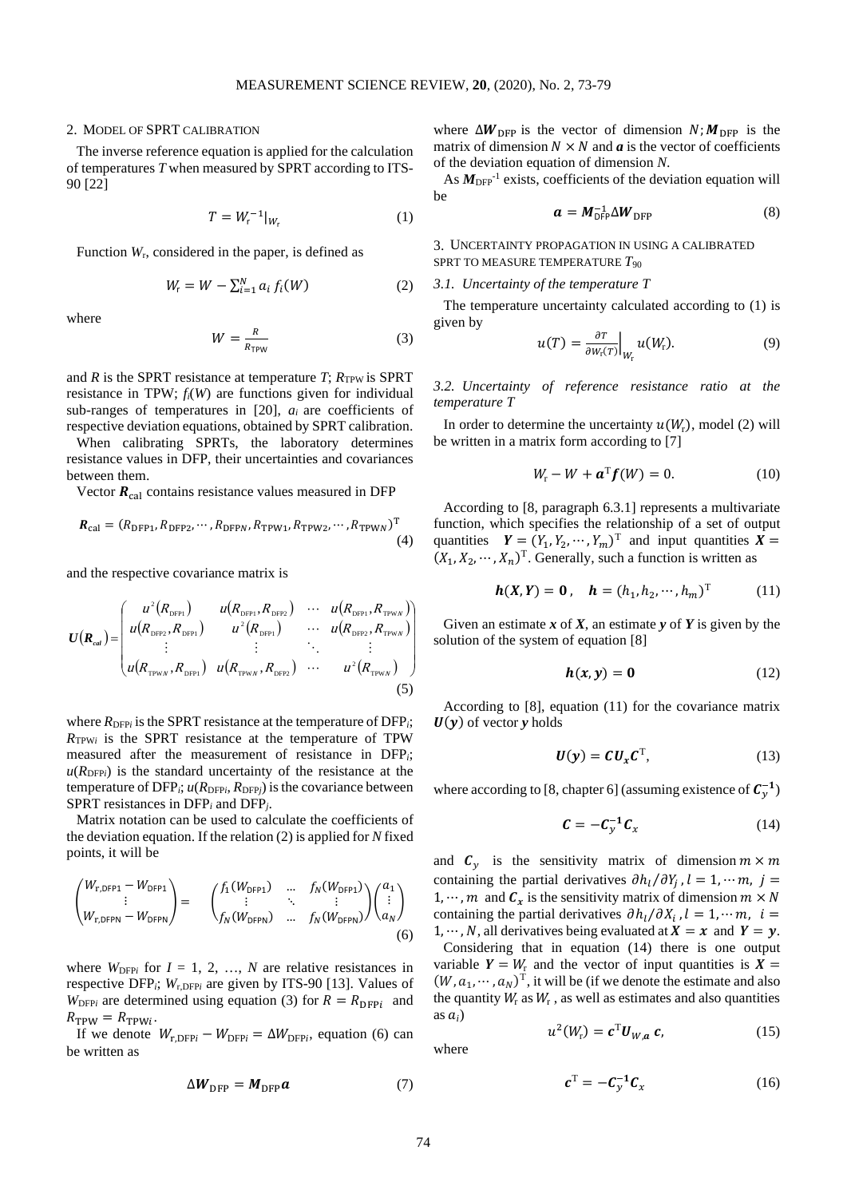## 2. MODEL OF SPRT CALIBRATION

The inverse reference equation is applied for the calculation of temperatures $T$ when measured by SPRT according to ITS-90 [22]

$$T = W_{\mathrm{r}}^{-1}|_{W_{\mathrm{r}}} \tag{1}$$

Function $W_{\mathrm{r}}$, considered in the paper, is defined as

$$W_{\mathrm{r}} = W - \sum_{i=1}^{N} a_i \, f_i(W) \tag{2}$$

where

$$W = \frac{R}{R_{\mathrm{TPW}}} \tag{3}$$

and $R$ is the SPRT resistance at temperature $T$; $R_{\mathrm{TPW}}$ is SPRT resistance in TPW; $f_i(W)$ are functions given for individual sub-ranges of temperatures in [20], $a_i$ are coefficients of respective deviation equations, obtained by SPRT calibration.

When calibrating SPRTs, the laboratory determines resistance values in DFP, their uncertainties and covariances between them.

Vector $\boldsymbol{R}_{\mathrm{cal}}$ contains resistance values measured in DFP

$$\boldsymbol{R}_{\mathrm{cal}} = (R_{\mathrm{DFP1}}, R_{\mathrm{DFP2}}, \cdots, R_{\mathrm{DFP}N}, R_{\mathrm{TPW1}}, R_{\mathrm{TPW2}}, \cdots, R_{\mathrm{TPW}N})^{\mathrm{T}} \tag{4}$$

and the respective covariance matrix is

$$\boldsymbol{U}(\boldsymbol{R}_{cal}) = \begin{pmatrix} u^2(R_{\mathrm{DFP1}}) & u(R_{\mathrm{DFP1}}, R_{\mathrm{DFP2}}) & \cdots & u(R_{\mathrm{DFP1}}, R_{\mathrm{TPW}N}) \\ u(R_{\mathrm{DFP2}}, R_{\mathrm{DFP1}}) & u^2(R_{\mathrm{DFP1}}) & \cdots & u(R_{\mathrm{DFP2}}, R_{\mathrm{TPW}N}) \\ \vdots & \vdots & \ddots & \vdots \\ u(R_{\mathrm{TPW}N}, R_{\mathrm{DFP1}}) & u(R_{\mathrm{TPW}N}, R_{\mathrm{DFP2}}) & \cdots & u^2(R_{\mathrm{TPW}N}) \end{pmatrix} \tag{5}$$

where $R_{\mathrm{DFP}i}$ is the SPRT resistance at the temperature of $\mathrm{DFP}_i$; $R_{\mathrm{TPW}i}$ is the SPRT resistance at the temperature of TPW measured after the measurement of resistance in $\mathrm{DFP}_i$; $u(R_{\mathrm{DFP}i})$ is the standard uncertainty of the resistance at the temperature of $\mathrm{DFP}_i$; $u(R_{\mathrm{DFP}i}, R_{\mathrm{DFP}j})$ is the covariance between SPRT resistances in $\mathrm{DFP}_i$ and $\mathrm{DFP}_j$.

Matrix notation can be used to calculate the coefficients of the deviation equation. If the relation (2) is applied for $N$ fixed points, it will be

$$\begin{pmatrix} W_{\mathrm{r,DFP1}} - W_{\mathrm{DFP1}} \\ \vdots \\ W_{\mathrm{r,DFPN}} - W_{\mathrm{DFPN}} \end{pmatrix} = \begin{pmatrix} f_1(W_{\mathrm{DFP1}}) & \dots & f_N(W_{\mathrm{DFP1}}) \\ \vdots & \ddots & \vdots \\ f_N(W_{\mathrm{DFPN}}) & \dots & f_N(W_{\mathrm{DFPN}}) \end{pmatrix} \begin{pmatrix} a_1 \\ \vdots \\ a_N \end{pmatrix} \tag{6}$$

where $W_{\mathrm{DFP}i}$ for $I = 1, 2, \ldots, N$ are relative resistances in respective $\mathrm{DFP}_i$; $W_{\mathrm{r,DFP}i}$ are given by ITS-90 [13]. Values of $W_{\mathrm{DFP}i}$ are determined using equation (3) for $R = R_{\mathrm{DFP}i}$ and $R_{\mathrm{TPW}} = R_{\mathrm{TPW}i}$.

If we denote $W_{\mathrm{r,DFP}i} - W_{\mathrm{DFP}i} = \Delta W_{\mathrm{DFP}i}$, equation (6) can be written as

$$\Delta \boldsymbol{W}_{\mathrm{DFP}} = \boldsymbol{M}_{\mathrm{DFP}} \boldsymbol{a} \tag{7}$$

where $\Delta \boldsymbol{W}_{\mathrm{DFP}}$ is the vector of dimension $N$; $\boldsymbol{M}_{\mathrm{DFP}}$ is the matrix of dimension $N \times N$ and $\boldsymbol{a}$ is the vector of coefficients of the deviation equation of dimension $N$.

As $\boldsymbol{M}_{\mathrm{DFP}}^{-1}$ exists, coefficients of the deviation equation will be

$$\boldsymbol{a} = \boldsymbol{M}_{\mathrm{DFP}}^{-1} \Delta \boldsymbol{W}_{\mathrm{DFP}} \tag{8}$$

## 3. UNCERTAINTY PROPAGATION IN USING A CALIBRATED SPRT TO MEASURE TEMPERATURE $T_{90}$

### *3.1. Uncertainty of the temperature T*

The temperature uncertainty calculated according to (1) is given by

$$u(T) = \frac{\partial T}{\partial W_{\mathrm{r}}(T)}\bigg|_{W_{\mathrm{r}}} u(W_{\mathrm{r}}). \tag{9}$$

### *3.2. Uncertainty of reference resistance ratio at the temperature T*

In order to determine the uncertainty $u(W_{\mathrm{r}})$, model (2) will be written in a matrix form according to [7]

$$W_{\mathrm{r}} - W + \boldsymbol{a}^{\mathrm{T}} \boldsymbol{f}(W) = 0. \tag{10}$$

According to [8, paragraph 6.3.1] represents a multivariate function, which specifies the relationship of a set of output quantities $\boldsymbol{Y} = (Y_1, Y_2, \cdots, Y_m)^{\mathrm{T}}$ and input quantities $\boldsymbol{X} = (X_1, X_2, \cdots, X_n)^{\mathrm{T}}$. Generally, such a function is written as

$$\boldsymbol{h}(\boldsymbol{X}, \boldsymbol{Y}) = \boldsymbol{0}, \quad \boldsymbol{h} = (h_1, h_2, \cdots, h_m)^{\mathrm{T}} \tag{11}$$

Given an estimate $\boldsymbol{x}$ of $\boldsymbol{X}$, an estimate $\boldsymbol{y}$ of $\boldsymbol{Y}$ is given by the solution of the system of equation [8]

$$\boldsymbol{h}(\boldsymbol{x}, \boldsymbol{y}) = \boldsymbol{0} \tag{12}$$

According to [8], equation (11) for the covariance matrix $\boldsymbol{U}(\boldsymbol{y})$ of vector $\boldsymbol{y}$ holds

$$\boldsymbol{U}(\boldsymbol{y}) = \boldsymbol{C} \boldsymbol{U}_x \boldsymbol{C}^{\mathrm{T}}, \tag{13}$$

where according to [8, chapter 6] (assuming existence of $\boldsymbol{C}_y^{-1}$)

$$\boldsymbol{C} = -\boldsymbol{C}_y^{-1} \boldsymbol{C}_x \tag{14}$$

and $\boldsymbol{C}_y$ is the sensitivity matrix of dimension $m \times m$ containing the partial derivatives $\partial h_l / \partial Y_j$, $l = 1, \cdots m$, $j = 1, \cdots, m$ and $\boldsymbol{C}_x$ is the sensitivity matrix of dimension $m \times N$ containing the partial derivatives $\partial h_l / \partial X_i$, $l = 1, \cdots m$, $i = 1, \cdots, N$, all derivatives being evaluated at $\boldsymbol{X} = \boldsymbol{x}$ and $\boldsymbol{Y} = \boldsymbol{y}$.

Considering that in equation (14) there is one output variable $\boldsymbol{Y} = W_{\mathrm{r}}$ and the vector of input quantities is $\boldsymbol{X} = (W, a_1, \cdots, a_N)^{\mathrm{T}}$, it will be (if we denote the estimate and also the quantity $W_{\mathrm{r}}$ as $W_{\mathrm{r}}$, as well as estimates and also quantities as $a_i$)

$$u^2(W_{\mathrm{r}}) = \boldsymbol{c}^{\mathrm{T}} \boldsymbol{U}_{W,\boldsymbol{a}} \, \boldsymbol{c}, \tag{15}$$

where

$$\boldsymbol{c}^{\mathrm{T}} = -\boldsymbol{C}_y^{-1} \boldsymbol{C}_x \tag{16}$$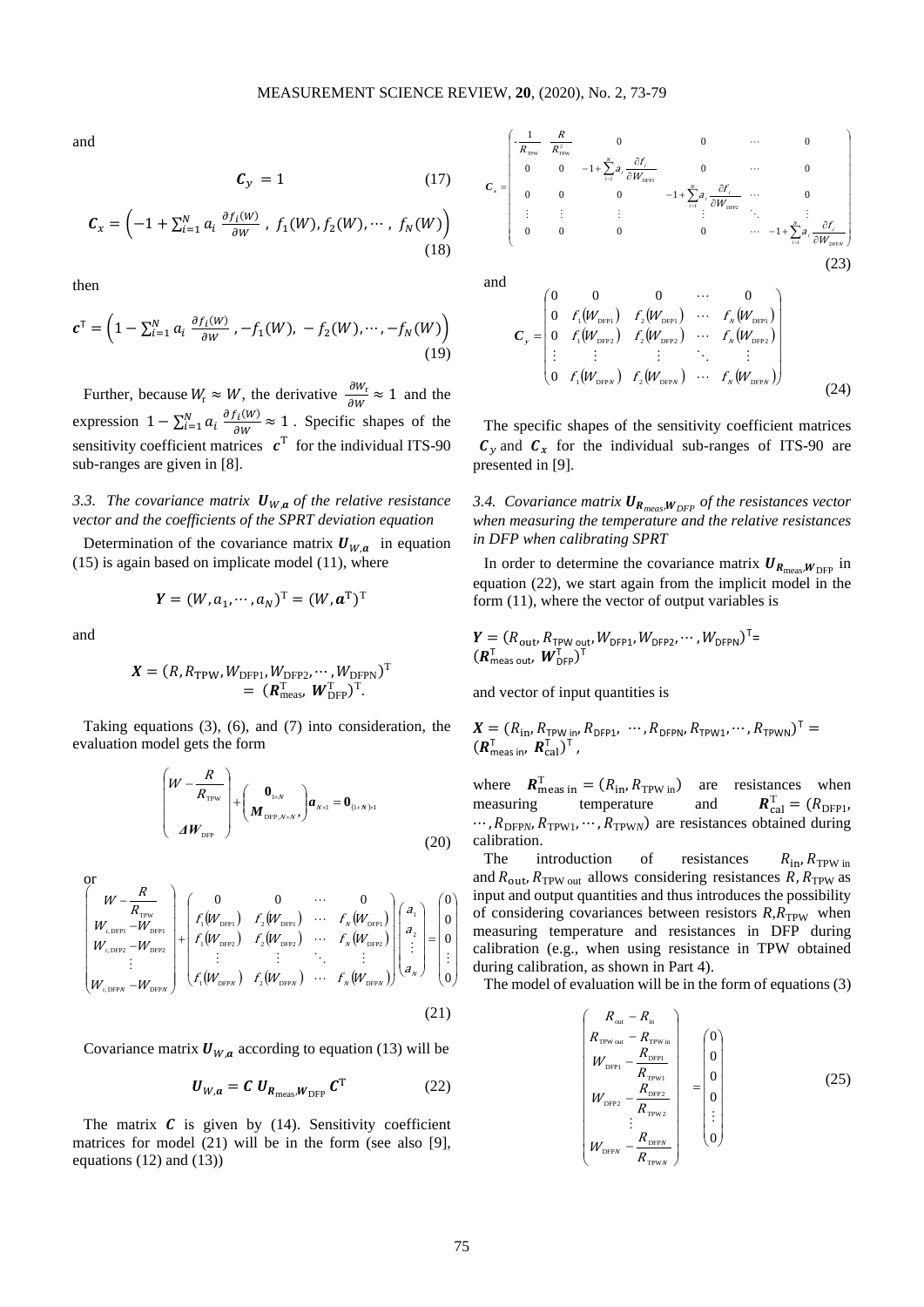and

$$\boldsymbol{C}_y = 1 \tag{17}$$

$$\boldsymbol{C}_x = \left(-1 + \sum_{i=1}^{N} a_i \frac{\partial f_i(W)}{\partial W},\ f_1(W), f_2(W), \cdots, f_N(W)\right) \tag{18}$$

then

$$\boldsymbol{c}^{\mathrm{T}} = \left(1 - \sum_{i=1}^{N} a_i \frac{\partial f_i(W)}{\partial W}, -f_1(W), -f_2(W), \cdots, -f_N(W)\right) \tag{19}$$

Further, because $W_{\mathrm{r}} \approx W$, the derivative $\frac{\partial W_{\mathrm{r}}}{\partial W} \approx 1$ and the expression $1 - \sum_{i=1}^{N} a_i \frac{\partial f_i(W)}{\partial W} \approx 1$. Specific shapes of the sensitivity coefficient matrices $\boldsymbol{c}^{\mathrm{T}}$ for the individual ITS-90 sub-ranges are given in [8].

### *3.3. The covariance matrix $\boldsymbol{U}_{W,\boldsymbol{a}}$ of the relative resistance vector and the coefficients of the SPRT deviation equation*

Determination of the covariance matrix $\boldsymbol{U}_{W,\boldsymbol{a}}$ in equation (15) is again based on implicate model (11), where

$$\boldsymbol{Y} = (W, a_1, \cdots, a_N)^{\mathrm{T}} = (W, \boldsymbol{a}^{\mathrm{T}})^{\mathrm{T}}$$

and

$$\boldsymbol{X} = (R, R_{\mathrm{TPW}}, W_{\mathrm{DFP1}}, W_{\mathrm{DFP2}}, \cdots, W_{\mathrm{DFPN}})^{\mathrm{T}} = (\boldsymbol{R}_{\mathrm{meas}}^{\mathrm{T}}, \boldsymbol{W}_{\mathrm{DFP}}^{\mathrm{T}})^{\mathrm{T}}.$$

Taking equations (3), (6), and (7) into consideration, the evaluation model gets the form

$$\begin{pmatrix} W - \dfrac{R}{R_{\mathrm{TPW}}} \\ \\ \Delta \boldsymbol{W}_{\mathrm{DFP}} \end{pmatrix} + \begin{pmatrix} \boldsymbol{0}_{1\times N} \\ \boldsymbol{M}_{\mathrm{DFP},N\times N} \end{pmatrix} \boldsymbol{a}_{N\times 1} = \boldsymbol{0}_{(1+N)\times 1} \tag{20}$$

or

$$\begin{pmatrix} W - \dfrac{R}{R_{\mathrm{TPW}}} \\ W_{\mathrm{r,DFP1}} - W_{\mathrm{DFP1}} \\ W_{\mathrm{r,DFP2}} - W_{\mathrm{DFP2}} \\ \vdots \\ W_{\mathrm{r,DFP}N} - W_{\mathrm{DFP}N} \end{pmatrix} + \begin{pmatrix} 0 & 0 & \cdots & 0 \\ f_1(W_{\mathrm{DFP1}}) & f_2(W_{\mathrm{DFP1}}) & \cdots & f_N(W_{\mathrm{DFP1}}) \\ f_1(W_{\mathrm{DFP2}}) & f_2(W_{\mathrm{DFP2}}) & \cdots & f_N(W_{\mathrm{DFP2}}) \\ \vdots & \vdots & \ddots & \vdots \\ f_1(W_{\mathrm{DFP}N}) & f_2(W_{\mathrm{DFP}N}) & \cdots & f_N(W_{\mathrm{DFP}N}) \end{pmatrix} \begin{pmatrix} a_1 \\ a_2 \\ \vdots \\ a_N \end{pmatrix} = \begin{pmatrix} 0 \\ 0 \\ 0 \\ \vdots \\ 0 \end{pmatrix} \tag{21}$$

Covariance matrix $\boldsymbol{U}_{W,\boldsymbol{a}}$ according to equation (13) will be

$$\boldsymbol{U}_{W,\boldsymbol{a}} = \boldsymbol{C}\, \boldsymbol{U}_{\boldsymbol{R}_{\mathrm{meas}},\boldsymbol{W}_{\mathrm{DFP}}}\, \boldsymbol{C}^{\mathrm{T}} \tag{22}$$

The matrix $\boldsymbol{C}$ is given by (14). Sensitivity coefficient matrices for model (21) will be in the form (see also [9], equations (12) and (13))

$$\boldsymbol{C}_x = \begin{pmatrix} -\dfrac{1}{R_{\mathrm{TPW}}} & \dfrac{R}{R_{\mathrm{TPW}}^2} & 0 & 0 & \cdots & 0 \\ 0 & 0 & -1 + \sum_{i=1}^{N} a_i \dfrac{\partial f_i}{\partial W_{\mathrm{DFP1}}} & 0 & \cdots & 0 \\ 0 & 0 & 0 & -1 + \sum_{i=1}^{N} a_i \dfrac{\partial f_i}{\partial W_{\mathrm{DFP2}}} & \cdots & 0 \\ \vdots & \vdots & \vdots & \vdots & \ddots & \vdots \\ 0 & 0 & 0 & 0 & \cdots & -1 + \sum_{i=1}^{N} a_i \dfrac{\partial f_i}{\partial W_{\mathrm{DFP}N}} \end{pmatrix} \tag{23}$$

and

$$\boldsymbol{C}_y = \begin{pmatrix} 0 & 0 & 0 & \cdots & 0 \\ 0 & f_1(W_{\mathrm{DFP1}}) & f_2(W_{\mathrm{DFP1}}) & \cdots & f_N(W_{\mathrm{DFP1}}) \\ 0 & f_1(W_{\mathrm{DFP2}}) & f_2(W_{\mathrm{DFP2}}) & \cdots & f_N(W_{\mathrm{DFP2}}) \\ \vdots & \vdots & \vdots & \ddots & \vdots \\ 0 & f_1(W_{\mathrm{DFP}N}) & f_2(W_{\mathrm{DFP}N}) & \cdots & f_N(W_{\mathrm{DFP}N}) \end{pmatrix} \tag{24}$$

The specific shapes of the sensitivity coefficient matrices $\boldsymbol{C}_y$ and $\boldsymbol{C}_x$ for the individual sub-ranges of ITS-90 are presented in [9].

### *3.4. Covariance matrix $\boldsymbol{U}_{\boldsymbol{R}_{meas},\boldsymbol{W}_{DFP}}$ of the resistances vector when measuring the temperature and the relative resistances in DFP when calibrating SPRT*

In order to determine the covariance matrix $\boldsymbol{U}_{\boldsymbol{R}_{\mathrm{meas}},\boldsymbol{W}_{\mathrm{DFP}}}$ in equation (22), we start again from the implicit model in the form (11), where the vector of output variables is

$$\boldsymbol{Y} = (R_{\mathrm{out}}, R_{\mathrm{TPW\,out}}, W_{\mathrm{DFP1}}, W_{\mathrm{DFP2}}, \cdots, W_{\mathrm{DFPN}})^{\mathrm{T}} = (\boldsymbol{R}_{\mathrm{meas\,out}}^{\mathrm{T}}, \boldsymbol{W}_{\mathrm{DFP}}^{\mathrm{T}})^{\mathrm{T}}$$

and vector of input quantities is

$$\boldsymbol{X} = (R_{\mathrm{in}}, R_{\mathrm{TPW\,in}}, R_{\mathrm{DFP1}}, \cdots, R_{\mathrm{DFPN}}, R_{\mathrm{TPW1}}, \cdots, R_{\mathrm{TPWN}})^{\mathrm{T}} = (\boldsymbol{R}_{\mathrm{meas\,in}}^{\mathrm{T}}, \boldsymbol{R}_{\mathrm{cal}}^{\mathrm{T}})^{\mathrm{T}},$$

where $\boldsymbol{R}_{\mathrm{meas\,in}}^{\mathrm{T}} = (R_{\mathrm{in}}, R_{\mathrm{TPW\,in}})$ are resistances when measuring temperature and $\boldsymbol{R}_{\mathrm{cal}}^{\mathrm{T}} = (R_{\mathrm{DFP1}}, \cdots, R_{\mathrm{DFP}N}, R_{\mathrm{TPW1}}, \cdots, R_{\mathrm{TPW}N})$ are resistances obtained during calibration.

The introduction of resistances $R_{\mathrm{in}}, R_{\mathrm{TPW\,in}}$ and $R_{\mathrm{out}}, R_{\mathrm{TPW\,out}}$ allows considering resistances $R, R_{\mathrm{TPW}}$ as input and output quantities and thus introduces the possibility of considering covariances between resistors $R, R_{\mathrm{TPW}}$ when measuring temperature and resistances in DFP during calibration (e.g., when using resistance in TPW obtained during calibration, as shown in Part 4).

The model of evaluation will be in the form of equations (3)

$$\begin{pmatrix} R_{\mathrm{out}} - R_{\mathrm{in}} \\ R_{\mathrm{TPW\,out}} - R_{\mathrm{TPW\,in}} \\ W_{\mathrm{DFP1}} - \dfrac{R_{\mathrm{DFP1}}}{R_{\mathrm{TPW1}}} \\ W_{\mathrm{DFP2}} - \dfrac{R_{\mathrm{DFP2}}}{R_{\mathrm{TPW2}}} \\ \vdots \\ W_{\mathrm{DFP}N} - \dfrac{R_{\mathrm{DFP}N}}{R_{\mathrm{TPW}N}} \end{pmatrix} = \begin{pmatrix} 0 \\ 0 \\ 0 \\ 0 \\ \vdots \\ 0 \end{pmatrix} \tag{25}$$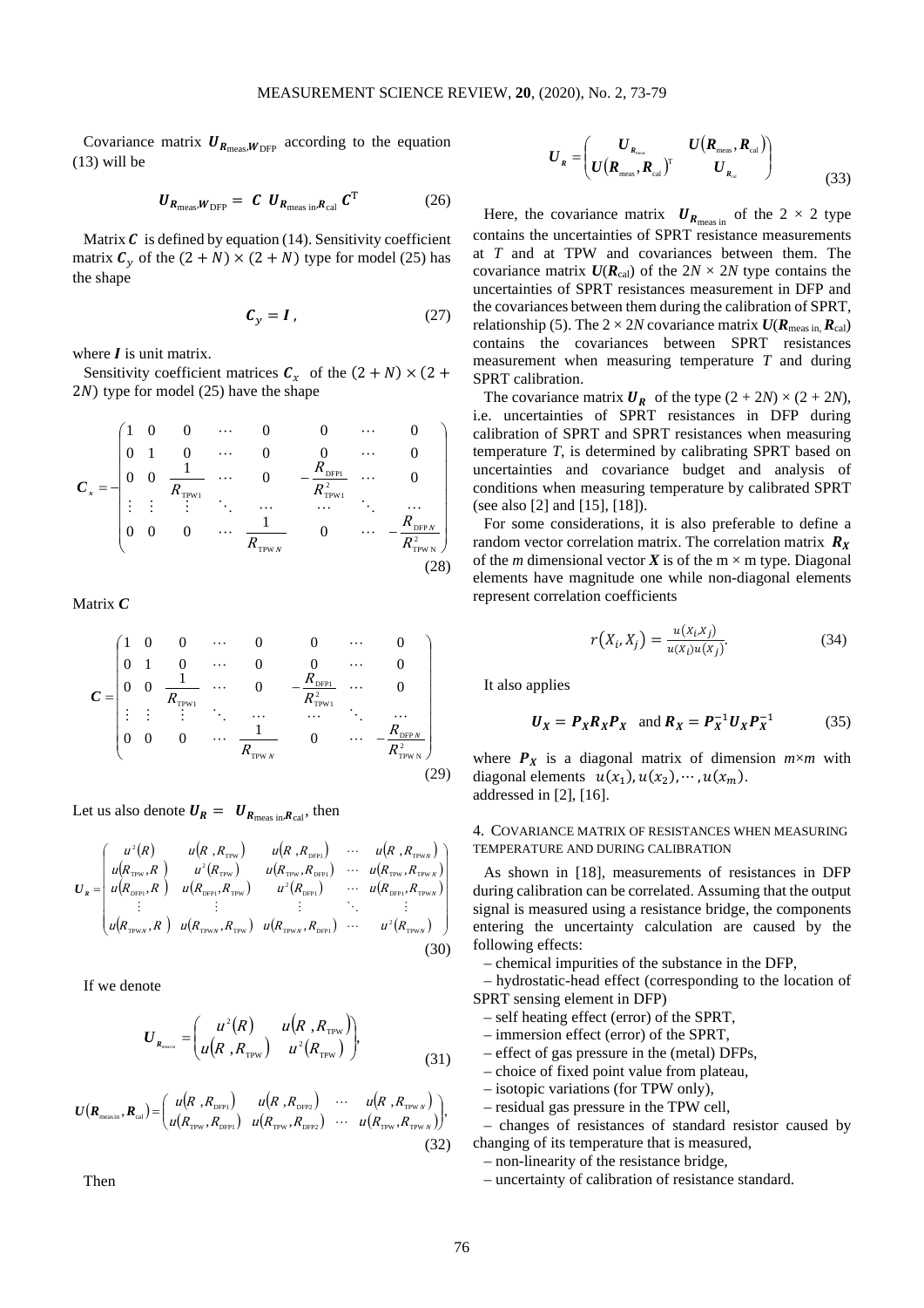Covariance matrix $\boldsymbol{U}_{\boldsymbol{R}_{\text{meas}},\boldsymbol{W}_{\text{DFP}}}$ according to the equation (13) will be

$$\boldsymbol{U}_{\boldsymbol{R}_{\text{meas}},\boldsymbol{W}_{\text{DFP}}} = \boldsymbol{C}\ \boldsymbol{U}_{\boldsymbol{R}_{\text{meas in}},\boldsymbol{R}_{\text{cal}}}\ \boldsymbol{C}^{\text{T}} \tag{26}$$

Matrix $\boldsymbol{C}$ is defined by equation (14). Sensitivity coefficient matrix $\boldsymbol{C}_y$ of the $(2+N)\times(2+N)$ type for model (25) has the shape

$$\boldsymbol{C}_y = \boldsymbol{I}\,, \tag{27}$$

where $\boldsymbol{I}$ is unit matrix.

Sensitivity coefficient matrices $\boldsymbol{C}_x$ of the $(2+N)\times(2+2N)$ type for model (25) have the shape

$$\boldsymbol{C}_x = -\begin{pmatrix} 1 & 0 & 0 & \cdots & 0 & 0 & \cdots & 0 \\ 0 & 1 & 0 & \cdots & 0 & 0 & \cdots & 0 \\ 0 & 0 & \dfrac{1}{R_{\text{TPW1}}} & \cdots & 0 & -\dfrac{R_{\text{DFP1}}}{R_{\text{TPW1}}^2} & \cdots & 0 \\ \vdots & \vdots & \vdots & \ddots & \cdots & \cdots & \ddots & \cdots \\ 0 & 0 & 0 & \cdots & \dfrac{1}{R_{\text{TPW}\,N}} & 0 & \cdots & -\dfrac{R_{\text{DFP}\,N}}{R_{\text{TPW N}}^2} \end{pmatrix} \tag{28}$$

Matrix $\boldsymbol{C}$

$$\boldsymbol{C} = \begin{pmatrix} 1 & 0 & 0 & \cdots & 0 & 0 & \cdots & 0 \\ 0 & 1 & 0 & \cdots & 0 & 0 & \cdots & 0 \\ 0 & 0 & \dfrac{1}{R_{\text{TPW1}}} & \cdots & 0 & -\dfrac{R_{\text{DFP1}}}{R_{\text{TPW1}}^2} & \cdots & 0 \\ \vdots & \vdots & \vdots & \ddots & \cdots & \cdots & \ddots & \cdots \\ 0 & 0 & 0 & \cdots & \dfrac{1}{R_{\text{TPW}\,N}} & 0 & \cdots & -\dfrac{R_{\text{DFP}\,N}}{R_{\text{TPW N}}^2} \end{pmatrix} \tag{29}$$

Let us also denote $\boldsymbol{U}_{\boldsymbol{R}} = \boldsymbol{U}_{\boldsymbol{R}_{\text{meas in}},\boldsymbol{R}_{\text{cal}}}$, then

$$\boldsymbol{U}_{\boldsymbol{R}} = \begin{pmatrix} u^2(R) & u(R\,,R_{\text{TPW}}) & u(R\,,R_{\text{DFP1}}) & \cdots & u(R\,,R_{\text{TPW}N}) \\ u(R_{\text{TPW}},R\,) & u^2(R_{\text{TPW}}) & u(R_{\text{TPW}},R_{\text{DFP1}}) & \cdots & u(R_{\text{TPW}},R_{\text{TPW}N}) \\ u(R_{\text{DFP1}},R\,) & u(R_{\text{DFP1}},R_{\text{TPW}}) & u^2(R_{\text{DFP1}}) & \cdots & u(R_{\text{DFP1}},R_{\text{TPW}N}) \\ \vdots & \vdots & \vdots & \ddots & \vdots \\ u(R_{\text{TPW}N},R\,) & u(R_{\text{TPW}N},R_{\text{TPW}}) & u(R_{\text{TPW}N},R_{\text{DFP1}}) & \cdots & u^2(R_{\text{TPW}N}) \end{pmatrix} \tag{30}$$

If we denote

$$\boldsymbol{U}_{\boldsymbol{R}_{\text{meas in}}} = \begin{pmatrix} u^2(R) & u(R\,,R_{\text{TPW}}) \\ u(R\,,R_{\text{TPW}}) & u^2(R_{\text{TPW}}) \end{pmatrix}, \tag{31}$$

$$\boldsymbol{U}(\boldsymbol{R}_{\text{meas in}},\boldsymbol{R}_{\text{cal}}) = \begin{pmatrix} u(R\,,R_{\text{DFP1}}) & u(R\,,R_{\text{DFP2}}) & \cdots & u(R\,,R_{\text{TPW}N}) \\ u(R_{\text{TPW}},R_{\text{DFP1}}) & u(R_{\text{TPW}},R_{\text{DFP2}}) & \cdots & u(R_{\text{TPW}},R_{\text{TPW}N}) \end{pmatrix}, \tag{32}$$

Then

$$\boldsymbol{U}_{\boldsymbol{R}} = \begin{pmatrix} \boldsymbol{U}_{\boldsymbol{R}_{\text{meas}}} & \boldsymbol{U}(\boldsymbol{R}_{\text{meas}},\boldsymbol{R}_{\text{cal}}) \\ \boldsymbol{U}(\boldsymbol{R}_{\text{meas}},\boldsymbol{R}_{\text{cal}})^{\text{T}} & \boldsymbol{U}_{\boldsymbol{R}_{\text{cal}}} \end{pmatrix} \tag{33}$$

Here, the covariance matrix $\boldsymbol{U}_{\boldsymbol{R}_{\text{meas in}}}$ of the $2\times 2$ type contains the uncertainties of SPRT resistance measurements at $T$ and at TPW and covariances between them. The covariance matrix $\boldsymbol{U}(\boldsymbol{R}_{\text{cal}})$ of the $2N\times 2N$ type contains the uncertainties of SPRT resistances measurement in DFP and the covariances between them during the calibration of SPRT, relationship (5). The $2\times 2N$ covariance matrix $\boldsymbol{U}(\boldsymbol{R}_{\text{meas in}},\boldsymbol{R}_{\text{cal}})$ contains the covariances between SPRT resistances measurement when measuring temperature $T$ and during SPRT calibration.

The covariance matrix $\boldsymbol{U}_{\boldsymbol{R}}$ of the type $(2+2N)\times(2+2N)$, i.e. uncertainties of SPRT resistances in DFP during calibration of SPRT and SPRT resistances when measuring temperature $T$, is determined by calibrating SPRT based on uncertainties and covariance budget and analysis of conditions when measuring temperature by calibrated SPRT (see also [2] and [15], [18]).

For some considerations, it is also preferable to define a random vector correlation matrix. The correlation matrix $\boldsymbol{R}_{\boldsymbol{X}}$ of the $m$ dimensional vector $\boldsymbol{X}$ is of the $m\times m$ type. Diagonal elements have magnitude one while non-diagonal elements represent correlation coefficients

$$r(X_i,X_j) = \frac{u(X_i,X_j)}{u(X_i)u(X_j)}. \tag{34}$$

It also applies

$$\boldsymbol{U}_{\boldsymbol{X}} = \boldsymbol{P}_{\boldsymbol{X}}\boldsymbol{R}_{\boldsymbol{X}}\boldsymbol{P}_{\boldsymbol{X}} \quad \text{and}\ \boldsymbol{R}_{\boldsymbol{X}} = \boldsymbol{P}_{\boldsymbol{X}}^{-1}\boldsymbol{U}_{\boldsymbol{X}}\boldsymbol{P}_{\boldsymbol{X}}^{-1} \tag{35}$$

where $\boldsymbol{P}_{\boldsymbol{X}}$ is a diagonal matrix of dimension $m\times m$ with diagonal elements $u(x_1), u(x_2), \cdots, u(x_m)$.
addressed in [2], [16].

## 4. Covariance matrix of resistances when measuring temperature and during calibration

As shown in [18], measurements of resistances in DFP during calibration can be correlated. Assuming that the output signal is measured using a resistance bridge, the components entering the uncertainty calculation are caused by the following effects:

– chemical impurities of the substance in the DFP,
– hydrostatic-head effect (corresponding to the location of SPRT sensing element in DFP)
– self heating effect (error) of the SPRT,
– immersion effect (error) of the SPRT,
– effect of gas pressure in the (metal) DFPs,
– choice of fixed point value from plateau,
– isotopic variations (for TPW only),
– residual gas pressure in the TPW cell,
– changes of resistances of standard resistor caused by changing of its temperature that is measured,
– non-linearity of the resistance bridge,
– uncertainty of calibration of resistance standard.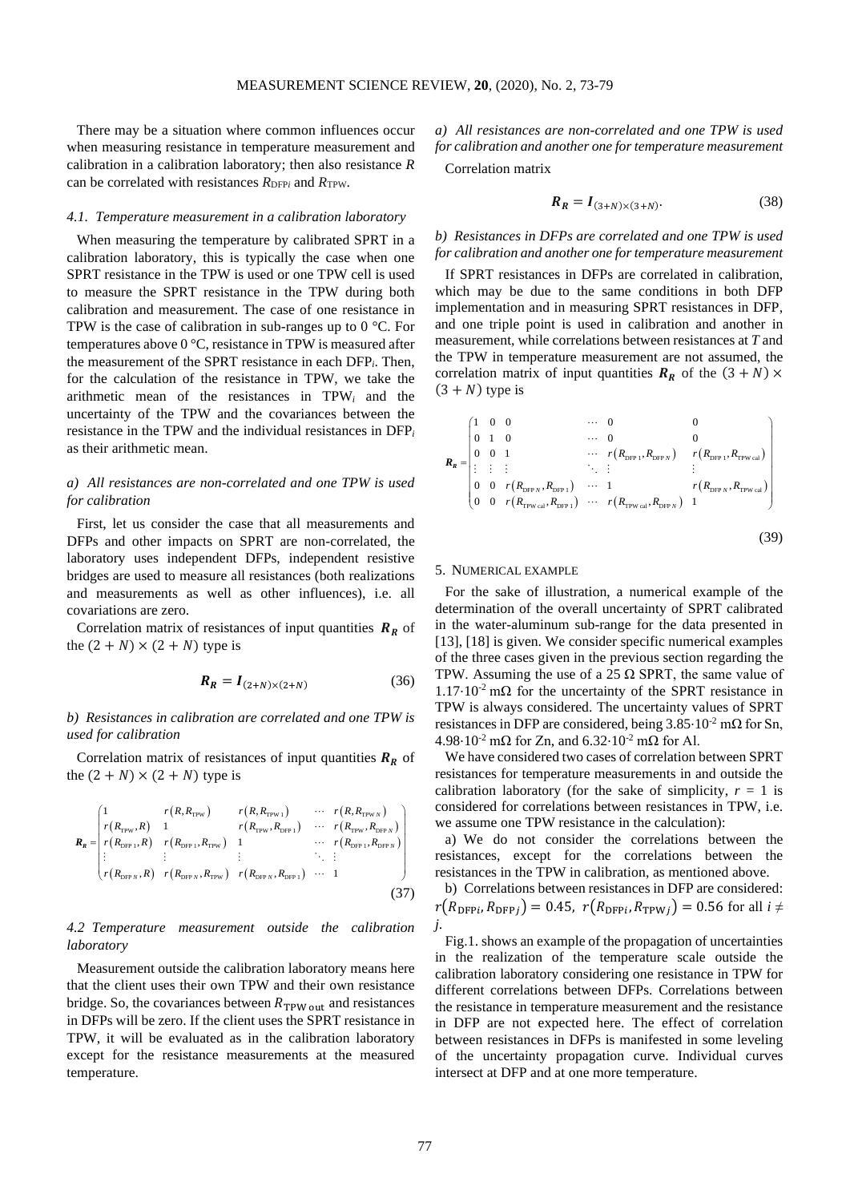There may be a situation where common influences occur when measuring resistance in temperature measurement and calibration in a calibration laboratory; then also resistance $R$ can be correlated with resistances $R_{\mathrm{DFP}i}$ and $R_{\mathrm{TPW}}$.

### *4.1. Temperature measurement in a calibration laboratory*

When measuring the temperature by calibrated SPRT in a calibration laboratory, this is typically the case when one SPRT resistance in the TPW is used or one TPW cell is used to measure the SPRT resistance in the TPW during both calibration and measurement. The case of one resistance in TPW is the case of calibration in sub-ranges up to 0 °C. For temperatures above 0 °C, resistance in TPW is measured after the measurement of the SPRT resistance in each DFP$_i$. Then, for the calculation of the resistance in TPW, we take the arithmetic mean of the resistances in TPW$_i$ and the uncertainty of the TPW and the covariances between the resistance in the TPW and the individual resistances in DFP$_i$ as their arithmetic mean.

*a) All resistances are non-correlated and one TPW is used for calibration*

First, let us consider the case that all measurements and DFPs and other impacts on SPRT are non-correlated, the laboratory uses independent DFPs, independent resistive bridges are used to measure all resistances (both realizations and measurements as well as other influences), i.e. all covariations are zero.

Correlation matrix of resistances of input quantities $\boldsymbol{R_R}$ of the $(2+N)\times(2+N)$ type is

$$\boldsymbol{R_R} = \boldsymbol{I}_{(2+N)\times(2+N)} \tag{36}$$

*b) Resistances in calibration are correlated and one TPW is used for calibration*

Correlation matrix of resistances of input quantities $\boldsymbol{R_R}$ of the $(2+N)\times(2+N)$ type is

$$\boldsymbol{R_R} = \begin{pmatrix} 1 & r(R,R_{\mathrm{TPW}}) & r(R,R_{\mathrm{TPW\,1}}) & \cdots & r(R,R_{\mathrm{TPW}\,N}) \\ r(R_{\mathrm{TPW}},R) & 1 & r(R_{\mathrm{TPW}},R_{\mathrm{DFP\,1}}) & \cdots & r(R_{\mathrm{TPW}},R_{\mathrm{DFP}\,N}) \\ r(R_{\mathrm{DFP\,1}},R) & r(R_{\mathrm{DFP\,1}},R_{\mathrm{TPW}}) & 1 & \cdots & r(R_{\mathrm{DFP\,1}},R_{\mathrm{DFP}\,N}) \\ \vdots & \vdots & \vdots & \ddots & \vdots \\ r(R_{\mathrm{DFP}\,N},R) & r(R_{\mathrm{DFP}\,N},R_{\mathrm{TPW}}) & r(R_{\mathrm{DFP}\,N},R_{\mathrm{DFP\,1}}) & \cdots & 1 \end{pmatrix} \tag{37}$$

### *4.2 Temperature measurement outside the calibration laboratory*

Measurement outside the calibration laboratory means here that the client uses their own TPW and their own resistance bridge. So, the covariances between $R_{\mathrm{TPW\,out}}$ and resistances in DFPs will be zero. If the client uses the SPRT resistance in TPW, it will be evaluated as in the calibration laboratory except for the resistance measurements at the measured temperature.

*a) All resistances are non-correlated and one TPW is used for calibration and another one for temperature measurement*

Correlation matrix

$$\boldsymbol{R_R} = \boldsymbol{I}_{(3+N)\times(3+N)}. \tag{38}$$

*b) Resistances in DFPs are correlated and one TPW is used for calibration and another one for temperature measurement*

If SPRT resistances in DFPs are correlated in calibration, which may be due to the same conditions in both DFP implementation and in measuring SPRT resistances in DFP, and one triple point is used in calibration and another in measurement, while correlations between resistances at $T$ and the TPW in temperature measurement are not assumed, the correlation matrix of input quantities $\boldsymbol{R_R}$ of the $(3+N)\times(3+N)$ type is

$$\boldsymbol{R_R} = \begin{pmatrix} 1 & 0 & 0 & \cdots & 0 & 0 \\ 0 & 1 & 0 & \cdots & 0 & 0 \\ 0 & 0 & 1 & \cdots & r(R_{\mathrm{DFP\,1}},R_{\mathrm{DFP}\,N}) & r(R_{\mathrm{DFP\,1}},R_{\mathrm{TPW\,cal}}) \\ \vdots & \vdots & \vdots & \ddots & \vdots & \vdots \\ 0 & 0 & r(R_{\mathrm{DFP}\,N},R_{\mathrm{DFP\,1}}) & \cdots & 1 & r(R_{\mathrm{DFP}\,N},R_{\mathrm{TPW\,cal}}) \\ 0 & 0 & r(R_{\mathrm{TPW\,cal}},R_{\mathrm{DFP\,1}}) & \cdots & r(R_{\mathrm{TPW\,cal}},R_{\mathrm{DFP}\,N}) & 1 \end{pmatrix} \tag{39}$$

## 5. NUMERICAL EXAMPLE

For the sake of illustration, a numerical example of the determination of the overall uncertainty of SPRT calibrated in the water-aluminum sub-range for the data presented in [13], [18] is given. We consider specific numerical examples of the three cases given in the previous section regarding the TPW. Assuming the use of a 25 Ω SPRT, the same value of $1.17\cdot10^{-2}$ mΩ for the uncertainty of the SPRT resistance in TPW is always considered. The uncertainty values of SPRT resistances in DFP are considered, being $3.85\cdot10^{-2}$ mΩ for Sn, $4.98\cdot10^{-2}$ mΩ for Zn, and $6.32\cdot10^{-2}$ mΩ for Al.

We have considered two cases of correlation between SPRT resistances for temperature measurements in and outside the calibration laboratory (for the sake of simplicity, $r = 1$ is considered for correlations between resistances in TPW, i.e. we assume one TPW resistance in the calculation):

a) We do not consider the correlations between the resistances, except for the correlations between the resistances in the TPW in calibration, as mentioned above.

b) Correlations between resistances in DFP are considered: $r(R_{\mathrm{DFP}i},R_{\mathrm{DFP}j}) = 0.45$, $r(R_{\mathrm{DFP}i},R_{\mathrm{TPW}j}) = 0.56$ for all $i \neq j$.

Fig.1. shows an example of the propagation of uncertainties in the realization of the temperature scale outside the calibration laboratory considering one resistance in TPW for different correlations between DFPs. Correlations between the resistance in temperature measurement and the resistance in DFP are not expected here. The effect of correlation between resistances in DFPs is manifested in some leveling of the uncertainty propagation curve. Individual curves intersect at DFP and at one more temperature.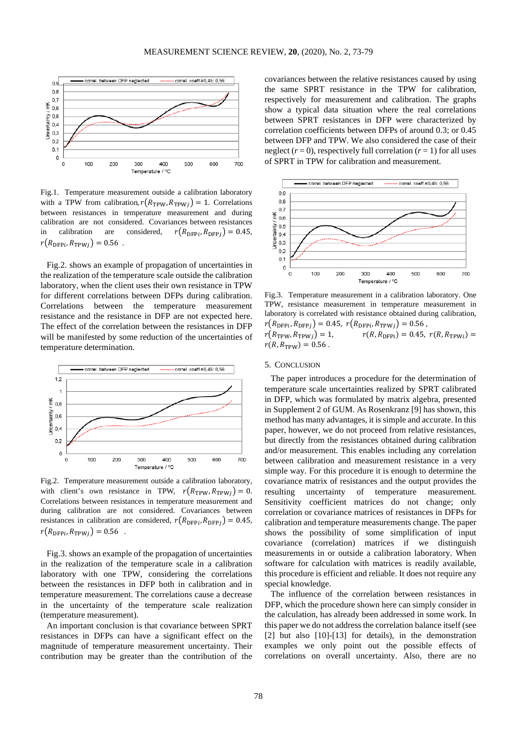Fig.1. Temperature measurement outside a calibration laboratory with a TPW from calibration, $r(R_{\mathrm{TPW}}, R_{\mathrm{TPW}j}) = 1$. Correlations between resistances in temperature measurement and during calibration are not considered. Covariances between resistances in calibration are considered, $r(R_{\mathrm{DFP}i}, R_{\mathrm{DFP}j}) = 0.45$, $r(R_{\mathrm{DFP}i}, R_{\mathrm{TPW}j}) = 0.56$ .

Fig.2. shows an example of propagation of uncertainties in the realization of the temperature scale outside the calibration laboratory, when the client uses their own resistance in TPW for different correlations between DFPs during calibration. Correlations between the temperature measurement resistance and the resistance in DFP are not expected here. The effect of the correlation between the resistances in DFP will be manifested by some reduction of the uncertainties of temperature determination.

Fig.2. Temperature measurement outside a calibration laboratory, with client's own resistance in TPW, $r(R_{\mathrm{TPW}}, R_{\mathrm{TPW}j}) = 0$. Correlations between resistances in temperature measurement and during calibration are not considered. Covariances between resistances in calibration are considered, $r(R_{\mathrm{DFP}i}, R_{\mathrm{DFP}j}) = 0.45$, $r(R_{\mathrm{DFP}i}, R_{\mathrm{TPW}j}) = 0.56$ .

Fig.3. shows an example of the propagation of uncertainties in the realization of the temperature scale in a calibration laboratory with one TPW, considering the correlations between the resistances in DFP both in calibration and in temperature measurement. The correlations cause a decrease in the uncertainty of the temperature scale realization (temperature measurement).

An important conclusion is that covariance between SPRT resistances in DFPs can have a significant effect on the magnitude of temperature measurement uncertainty. Their contribution may be greater than the contribution of the covariances between the relative resistances caused by using the same SPRT resistance in the TPW for calibration, respectively for measurement and calibration. The graphs show a typical data situation where the real correlations between SPRT resistances in DFP were characterized by correlation coefficients between DFPs of around 0.3; or 0.45 between DFP and TPW. We also considered the case of their neglect ($r = 0$), respectively full correlation ($r = 1$) for all uses of SPRT in TPW for calibration and measurement.

Fig.3. Temperature measurement in a calibration laboratory. One TPW, resistance measurement in temperature measurement in laboratory is correlated with resistance obtained during calibration, $r(R_{\mathrm{DFP}i}, R_{\mathrm{DFP}j}) = 0.45$, $r(R_{\mathrm{DFP}i}, R_{\mathrm{TPW}j}) = 0.56$ , $r(R_{\mathrm{TPW}}, R_{\mathrm{TPW}j}) = 1$, $r(R, R_{\mathrm{DFPi}}) = 0.45$, $r(R, R_{\mathrm{TPW}i}) = r(R, R_{\mathrm{TPW}}) = 0.56$ .

## 5. CONCLUSION

The paper introduces a procedure for the determination of temperature scale uncertainties realized by SPRT calibrated in DFP, which was formulated by matrix algebra, presented in Supplement 2 of GUM. As Rosenkranz [9] has shown, this method has many advantages, it is simple and accurate. In this paper, however, we do not proceed from relative resistances, but directly from the resistances obtained during calibration and/or measurement. This enables including any correlation between calibration and measurement resistance in a very simple way. For this procedure it is enough to determine the covariance matrix of resistances and the output provides the resulting uncertainty of temperature measurement. Sensitivity coefficient matrices do not change; only correlation or covariance matrices of resistances in DFPs for calibration and temperature measurements change. The paper shows the possibility of some simplification of input covariance (correlation) matrices if we distinguish measurements in or outside a calibration laboratory. When software for calculation with matrices is readily available, this procedure is efficient and reliable. It does not require any special knowledge.

The influence of the correlation between resistances in DFP, which the procedure shown here can simply consider in the calculation, has already been addressed in some work. In this paper we do not address the correlation balance itself (see [2] but also [10]-[13] for details), in the demonstration examples we only point out the possible effects of correlations on overall uncertainty. Also, there are no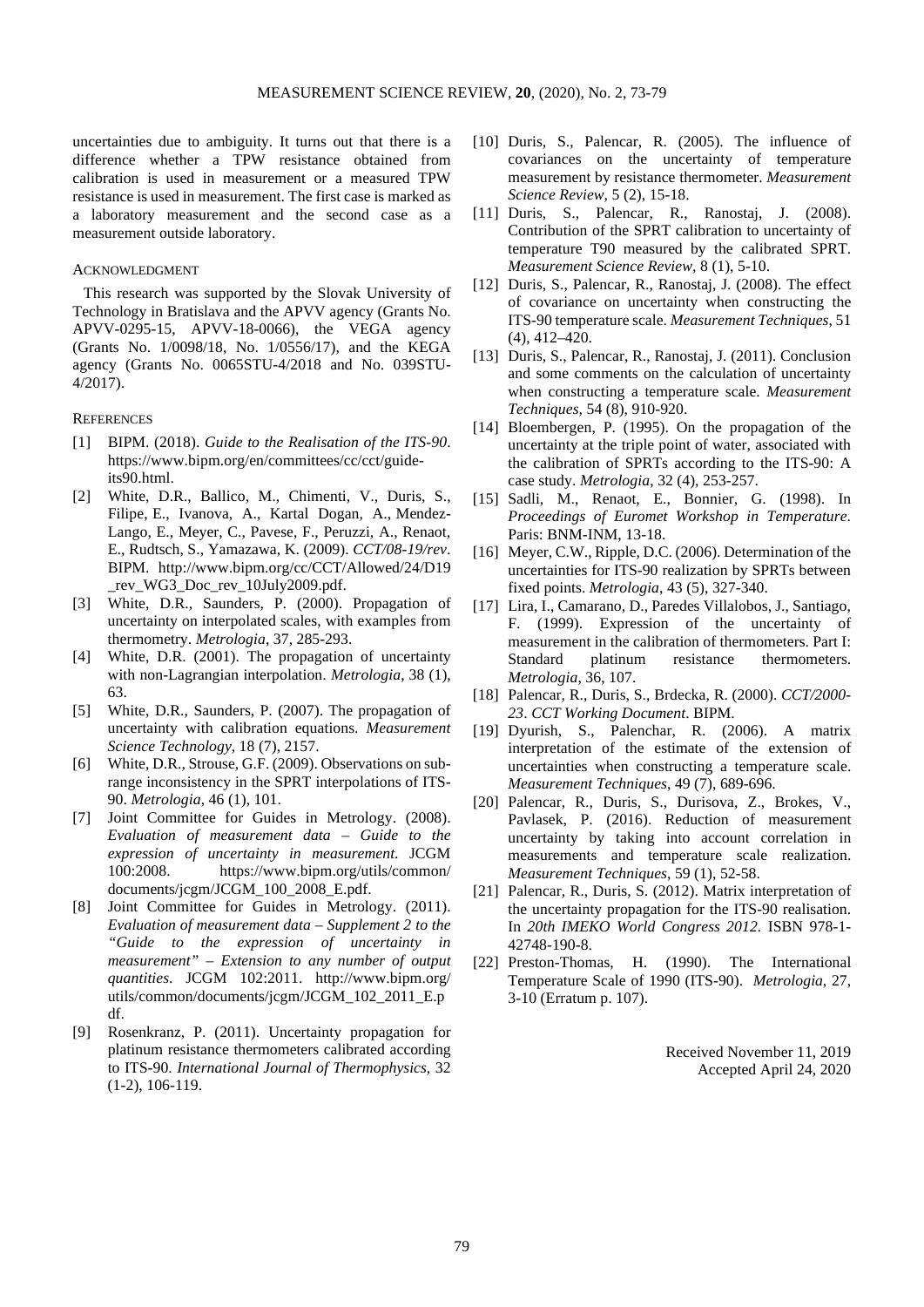uncertainties due to ambiguity. It turns out that there is a difference whether a TPW resistance obtained from calibration is used in measurement or a measured TPW resistance is used in measurement. The first case is marked as a laboratory measurement and the second case as a measurement outside laboratory.

## ACKNOWLEDGMENT

This research was supported by the Slovak University of Technology in Bratislava and the APVV agency (Grants No. APVV-0295-15, APVV-18-0066), the VEGA agency (Grants No. 1/0098/18, No. 1/0556/17), and the KEGA agency (Grants No. 0065STU-4/2018 and No. 039STU-4/2017).

## REFERENCES

[1] BIPM. (2018). *Guide to the Realisation of the ITS-90*. https://www.bipm.org/en/committees/cc/cct/guide-its90.html.

[2] White, D.R., Ballico, M., Chimenti, V., Duris, S., Filipe, E., Ivanova, A., Kartal Dogan, A., Mendez-Lango, E., Meyer, C., Pavese, F., Peruzzi, A., Renaot, E., Rudtsch, S., Yamazawa, K. (2009). *CCT/08-19/rev*. BIPM. http://www.bipm.org/cc/CCT/Allowed/24/D19_rev_WG3_Doc_rev_10July2009.pdf.

[3] White, D.R., Saunders, P. (2000). Propagation of uncertainty on interpolated scales, with examples from thermometry. *Metrologia*, 37, 285-293.

[4] White, D.R. (2001). The propagation of uncertainty with non-Lagrangian interpolation. *Metrologia*, 38 (1), 63.

[5] White, D.R., Saunders, P. (2007). The propagation of uncertainty with calibration equations. *Measurement Science Technology*, 18 (7), 2157.

[6] White, D.R., Strouse, G.F. (2009). Observations on sub-range inconsistency in the SPRT interpolations of ITS-90. *Metrologia*, 46 (1), 101.

[7] Joint Committee for Guides in Metrology. (2008). *Evaluation of measurement data – Guide to the expression of uncertainty in measurement*. JCGM 100:2008. https://www.bipm.org/utils/common/documents/jcgm/JCGM_100_2008_E.pdf.

[8] Joint Committee for Guides in Metrology. (2011). *Evaluation of measurement data – Supplement 2 to the "Guide to the expression of uncertainty in measurement" – Extension to any number of output quantities*. JCGM 102:2011. http://www.bipm.org/utils/common/documents/jcgm/JCGM_102_2011_E.pdf.

[9] Rosenkranz, P. (2011). Uncertainty propagation for platinum resistance thermometers calibrated according to ITS-90. *International Journal of Thermophysics*, 32 (1-2), 106-119.

[10] Duris, S., Palencar, R. (2005). The influence of covariances on the uncertainty of temperature measurement by resistance thermometer. *Measurement Science Review*, 5 (2), 15-18.

[11] Duris, S., Palencar, R., Ranostaj, J. (2008). Contribution of the SPRT calibration to uncertainty of temperature T90 measured by the calibrated SPRT. *Measurement Science Review*, 8 (1), 5-10.

[12] Duris, S., Palencar, R., Ranostaj, J. (2008). The effect of covariance on uncertainty when constructing the ITS-90 temperature scale. *Measurement Techniques*, 51 (4), 412–420.

[13] Duris, S., Palencar, R., Ranostaj, J. (2011). Conclusion and some comments on the calculation of uncertainty when constructing a temperature scale. *Measurement Techniques*, 54 (8), 910-920.

[14] Bloembergen, P. (1995). On the propagation of the uncertainty at the triple point of water, associated with the calibration of SPRTs according to the ITS-90: A case study. *Metrologia*, 32 (4), 253-257.

[15] Sadli, M., Renaot, E., Bonnier, G. (1998). In *Proceedings of Euromet Workshop in Temperature*. Paris: BNM-INM, 13-18.

[16] Meyer, C.W., Ripple, D.C. (2006). Determination of the uncertainties for ITS-90 realization by SPRTs between fixed points. *Metrologia*, 43 (5), 327-340.

[17] Lira, I., Camarano, D., Paredes Villalobos, J., Santiago, F. (1999). Expression of the uncertainty of measurement in the calibration of thermometers. Part I: Standard platinum resistance thermometers. *Metrologia*, 36, 107.

[18] Palencar, R., Duris, S., Brdecka, R. (2000). *CCT/2000-23. CCT Working Document*. BIPM.

[19] Dyurish, S., Palenchar, R. (2006). A matrix interpretation of the estimate of the extension of uncertainties when constructing a temperature scale. *Measurement Techniques*, 49 (7), 689-696.

[20] Palencar, R., Duris, S., Durisova, Z., Brokes, V., Pavlasek, P. (2016). Reduction of measurement uncertainty by taking into account correlation in measurements and temperature scale realization. *Measurement Techniques*, 59 (1), 52-58.

[21] Palencar, R., Duris, S. (2012). Matrix interpretation of the uncertainty propagation for the ITS-90 realisation. In *20th IMEKO World Congress 2012*. ISBN 978-1-42748-190-8.

[22] Preston-Thomas, H. (1990). The International Temperature Scale of 1990 (ITS-90). *Metrologia*, 27, 3-10 (Erratum p. 107).

Received November 11, 2019
Accepted April 24, 2020